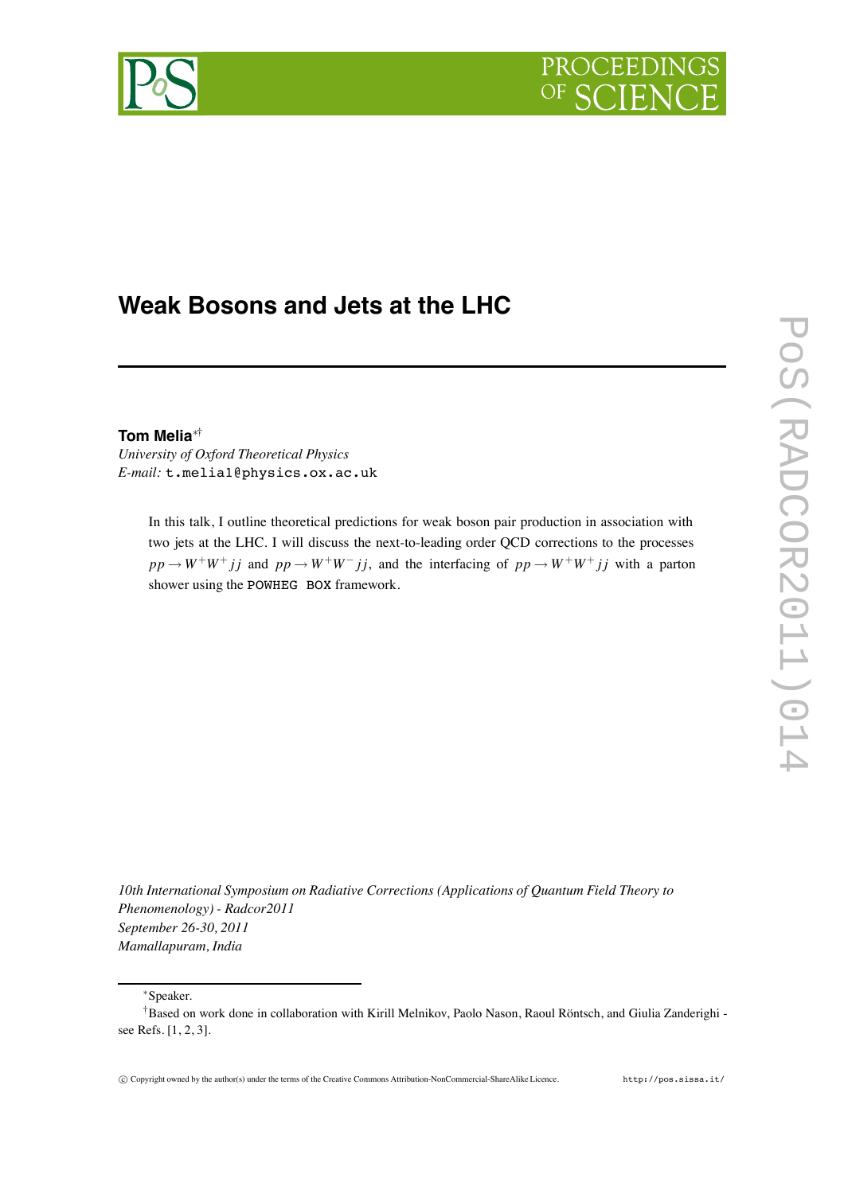# Weak Bosons and Jets at the LHC

**Tom Melia**[*†]

*University of Oxford Theoretical Physics*

*E-mail:* t.melia1@physics.ox.ac.uk

In this talk, I outline theoretical predictions for weak boson pair production in association with two jets at the LHC. I will discuss the next-to-leading order QCD corrections to the processes $pp \to W^+W^+jj$ and $pp \to W^+W^-jj$, and the interfacing of $pp \to W^+W^+jj$ with a parton shower using the POWHEG BOX framework.

*10th International Symposium on Radiative Corrections (Applications of Quantum Field Theory to Phenomenology) - Radcor2011*
*September 26-30, 2011*
*Mamallapuram, India*

---

[*] Speaker.

[†] Based on work done in collaboration with Kirill Melnikov, Paolo Nason, Raoul Röntsch, and Giulia Zanderighi - see Refs. [1, 2, 3].

© Copyright owned by the author(s) under the terms of the Creative Commons Attribution-NonCommercial-ShareAlike Licence. http://pos.sissa.it/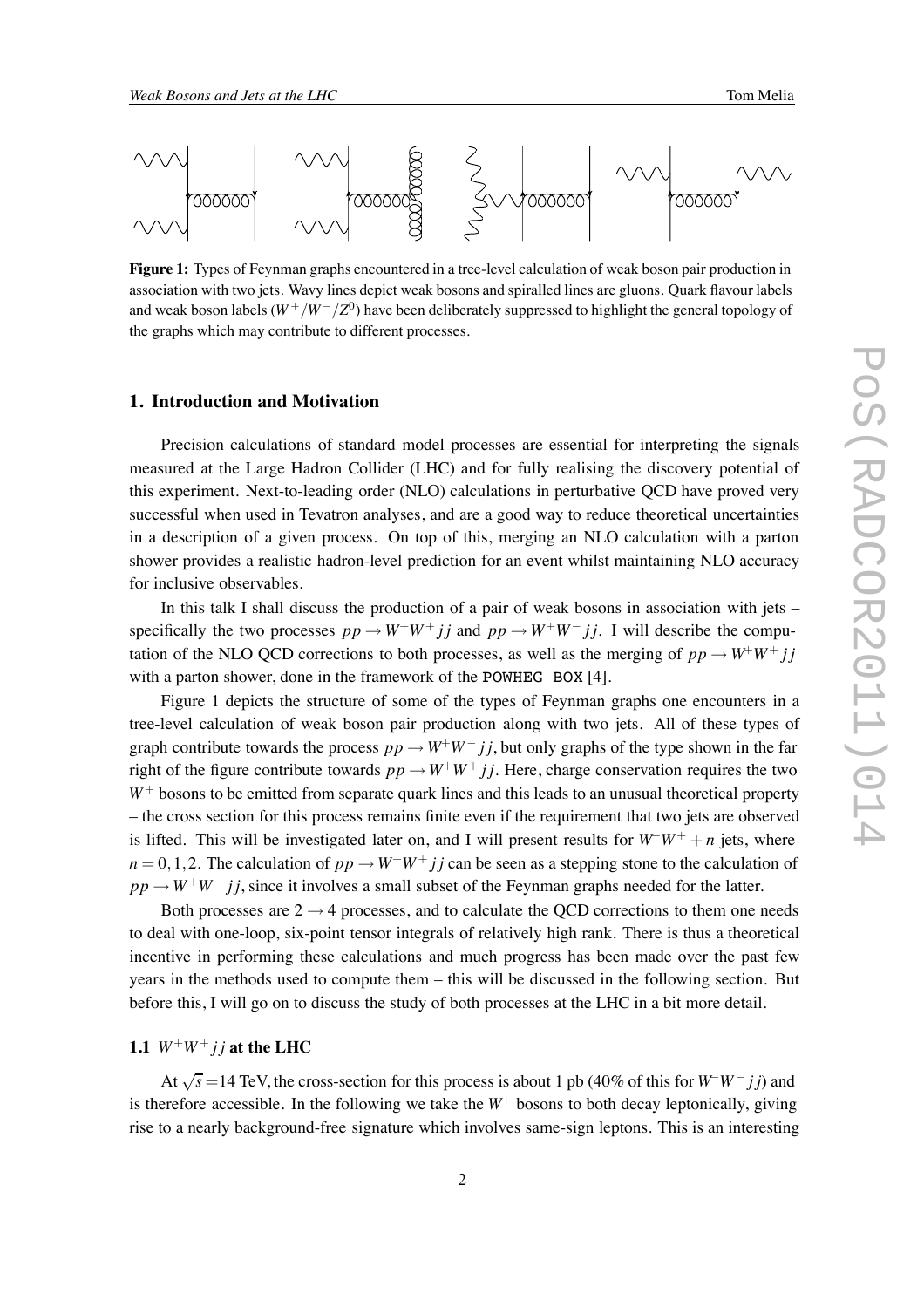**Figure 1:** Types of Feynman graphs encountered in a tree-level calculation of weak boson pair production in association with two jets. Wavy lines depict weak bosons and spiralled lines are gluons. Quark flavour labels and weak boson labels ($W^+/W^-/Z^0$) have been deliberately suppressed to highlight the general topology of the graphs which may contribute to different processes.

## 1. Introduction and Motivation

Precision calculations of standard model processes are essential for interpreting the signals measured at the Large Hadron Collider (LHC) and for fully realising the discovery potential of this experiment. Next-to-leading order (NLO) calculations in perturbative QCD have proved very successful when used in Tevatron analyses, and are a good way to reduce theoretical uncertainties in a description of a given process. On top of this, merging an NLO calculation with a parton shower provides a realistic hadron-level prediction for an event whilst maintaining NLO accuracy for inclusive observables.

In this talk I shall discuss the production of a pair of weak bosons in association with jets – specifically the two processes $pp \to W^+W^+jj$ and $pp \to W^+W^-jj$. I will describe the computation of the NLO QCD corrections to both processes, as well as the merging of $pp \to W^+W^+jj$ with a parton shower, done in the framework of the `POWHEG BOX` [4].

Figure 1 depicts the structure of some of the types of Feynman graphs one encounters in a tree-level calculation of weak boson pair production along with two jets. All of these types of graph contribute towards the process $pp \to W^+W^-jj$, but only graphs of the type shown in the far right of the figure contribute towards $pp \to W^+W^+jj$. Here, charge conservation requires the two $W^+$ bosons to be emitted from separate quark lines and this leads to an unusual theoretical property – the cross section for this process remains finite even if the requirement that two jets are observed is lifted. This will be investigated later on, and I will present results for $W^+W^+ + n$ jets, where $n = 0, 1, 2$. The calculation of $pp \to W^+W^+jj$ can be seen as a stepping stone to the calculation of $pp \to W^+W^-jj$, since it involves a small subset of the Feynman graphs needed for the latter.

Both processes are $2 \to 4$ processes, and to calculate the QCD corrections to them one needs to deal with one-loop, six-point tensor integrals of relatively high rank. There is thus a theoretical incentive in performing these calculations and much progress has been made over the past few years in the methods used to compute them – this will be discussed in the following section. But before this, I will go on to discuss the study of both processes at the LHC in a bit more detail.

### 1.1 $W^+W^+jj$ at the LHC

At $\sqrt{s} = 14$ TeV, the cross-section for this process is about 1 pb (40% of this for $W^-W^-jj$) and is therefore accessible. In the following we take the $W^+$ bosons to both decay leptonically, giving rise to a nearly background-free signature which involves same-sign leptons. This is an interesting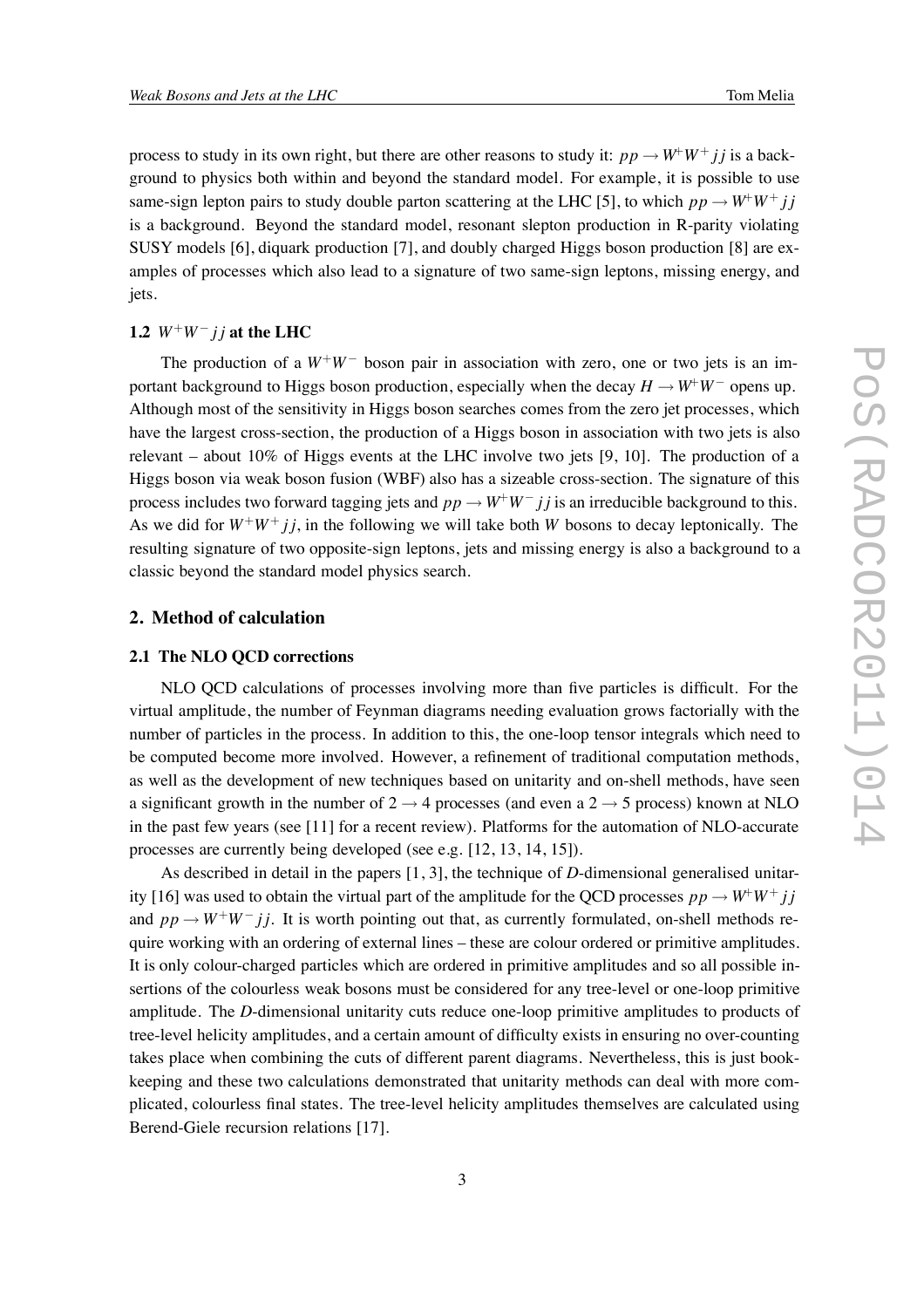process to study in its own right, but there are other reasons to study it: $pp \to W^+W^+jj$ is a background to physics both within and beyond the standard model. For example, it is possible to use same-sign lepton pairs to study double parton scattering at the LHC [5], to which $pp \to W^+W^+jj$ is a background. Beyond the standard model, resonant slepton production in R-parity violating SUSY models [6], diquark production [7], and doubly charged Higgs boson production [8] are examples of processes which also lead to a signature of two same-sign leptons, missing energy, and jets.

### 1.2 $W^+W^-jj$ at the LHC

The production of a $W^+W^-$ boson pair in association with zero, one or two jets is an important background to Higgs boson production, especially when the decay $H \to W^+W^-$ opens up. Although most of the sensitivity in Higgs boson searches comes from the zero jet processes, which have the largest cross-section, the production of a Higgs boson in association with two jets is also relevant – about 10% of Higgs events at the LHC involve two jets [9, 10]. The production of a Higgs boson via weak boson fusion (WBF) also has a sizeable cross-section. The signature of this process includes two forward tagging jets and $pp \to W^+W^-jj$ is an irreducible background to this. As we did for $W^+W^+jj$, in the following we will take both $W$ bosons to decay leptonically. The resulting signature of two opposite-sign leptons, jets and missing energy is also a background to a classic beyond the standard model physics search.

## 2. Method of calculation

### 2.1 The NLO QCD corrections

NLO QCD calculations of processes involving more than five particles is difficult. For the virtual amplitude, the number of Feynman diagrams needing evaluation grows factorially with the number of particles in the process. In addition to this, the one-loop tensor integrals which need to be computed become more involved. However, a refinement of traditional computation methods, as well as the development of new techniques based on unitarity and on-shell methods, have seen a significant growth in the number of $2 \to 4$ processes (and even a $2 \to 5$ process) known at NLO in the past few years (see [11] for a recent review). Platforms for the automation of NLO-accurate processes are currently being developed (see e.g. [12, 13, 14, 15]).

As described in detail in the papers [1, 3], the technique of $D$-dimensional generalised unitarity [16] was used to obtain the virtual part of the amplitude for the QCD processes $pp \to W^+W^+jj$ and $pp \to W^+W^-jj$. It is worth pointing out that, as currently formulated, on-shell methods require working with an ordering of external lines – these are colour ordered or primitive amplitudes. It is only colour-charged particles which are ordered in primitive amplitudes and so all possible insertions of the colourless weak bosons must be considered for any tree-level or one-loop primitive amplitude. The $D$-dimensional unitarity cuts reduce one-loop primitive amplitudes to products of tree-level helicity amplitudes, and a certain amount of difficulty exists in ensuring no over-counting takes place when combining the cuts of different parent diagrams. Nevertheless, this is just book-keeping and these two calculations demonstrated that unitarity methods can deal with more complicated, colourless final states. The tree-level helicity amplitudes themselves are calculated using Berend-Giele recursion relations [17].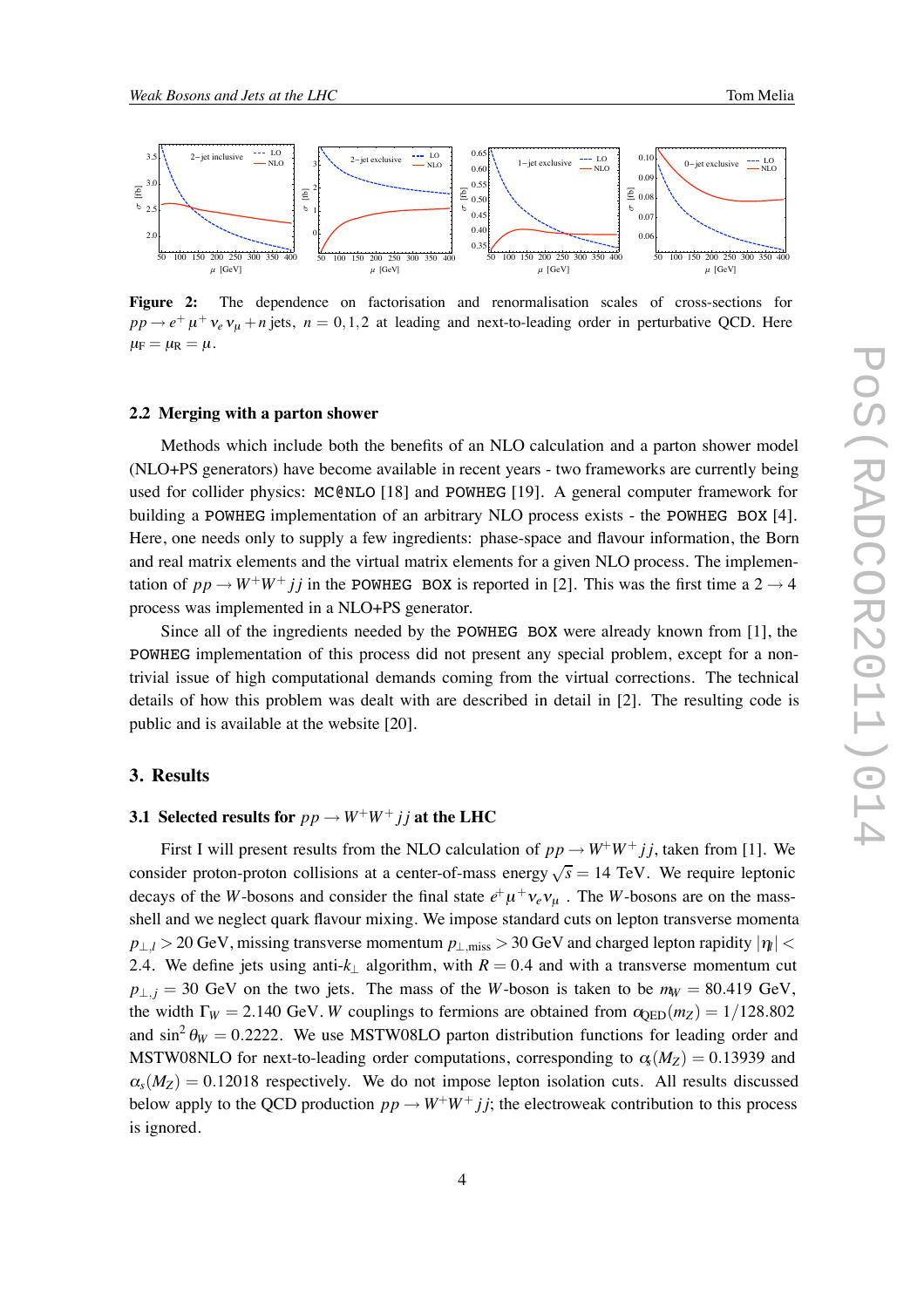**Figure 2:** The dependence on factorisation and renormalisation scales of cross-sections for $pp \to e^+ \mu^+ \nu_e \nu_\mu + n$ jets, $n = 0, 1, 2$ at leading and next-to-leading order in perturbative QCD. Here $\mu_F = \mu_R = \mu$.

### 2.2 Merging with a parton shower

Methods which include both the benefits of an NLO calculation and a parton shower model (NLO+PS generators) have become available in recent years - two frameworks are currently being used for collider physics: `MC@NLO` [18] and `POWHEG` [19]. A general computer framework for building a `POWHEG` implementation of an arbitrary NLO process exists - the `POWHEG BOX` [4]. Here, one needs only to supply a few ingredients: phase-space and flavour information, the Born and real matrix elements and the virtual matrix elements for a given NLO process. The implementation of $pp \to W^+W^+jj$ in the `POWHEG BOX` is reported in [2]. This was the first time a $2 \to 4$ process was implemented in a NLO+PS generator.

Since all of the ingredients needed by the `POWHEG BOX` were already known from [1], the `POWHEG` implementation of this process did not present any special problem, except for a non-trivial issue of high computational demands coming from the virtual corrections. The technical details of how this problem was dealt with are described in detail in [2]. The resulting code is public and is available at the website [20].

## 3. Results

### 3.1 Selected results for $pp \to W^+W^+jj$ at the LHC

First I will present results from the NLO calculation of $pp \to W^+W^+jj$, taken from [1]. We consider proton-proton collisions at a center-of-mass energy $\sqrt{s} = 14$ TeV. We require leptonic decays of the $W$-bosons and consider the final state $e^+\mu^+\nu_e\nu_\mu$ . The $W$-bosons are on the mass-shell and we neglect quark flavour mixing. We impose standard cuts on lepton transverse momenta $p_{\perp,l} > 20$ GeV, missing transverse momentum $p_{\perp,\text{miss}} > 30$ GeV and charged lepton rapidity $|\eta_l| < 2.4$. We define jets using anti-$k_\perp$ algorithm, with $R = 0.4$ and with a transverse momentum cut $p_{\perp,j} = 30$ GeV on the two jets. The mass of the $W$-boson is taken to be $m_W = 80.419$ GeV, the width $\Gamma_W = 2.140$ GeV. $W$ couplings to fermions are obtained from $\alpha_{\text{QED}}(m_Z) = 1/128.802$ and $\sin^2\theta_W = 0.2222$. We use MSTW08LO parton distribution functions for leading order and MSTW08NLO for next-to-leading order computations, corresponding to $\alpha_s(M_Z) = 0.13939$ and $\alpha_s(M_Z) = 0.12018$ respectively. We do not impose lepton isolation cuts. All results discussed below apply to the QCD production $pp \to W^+W^+jj$; the electroweak contribution to this process is ignored.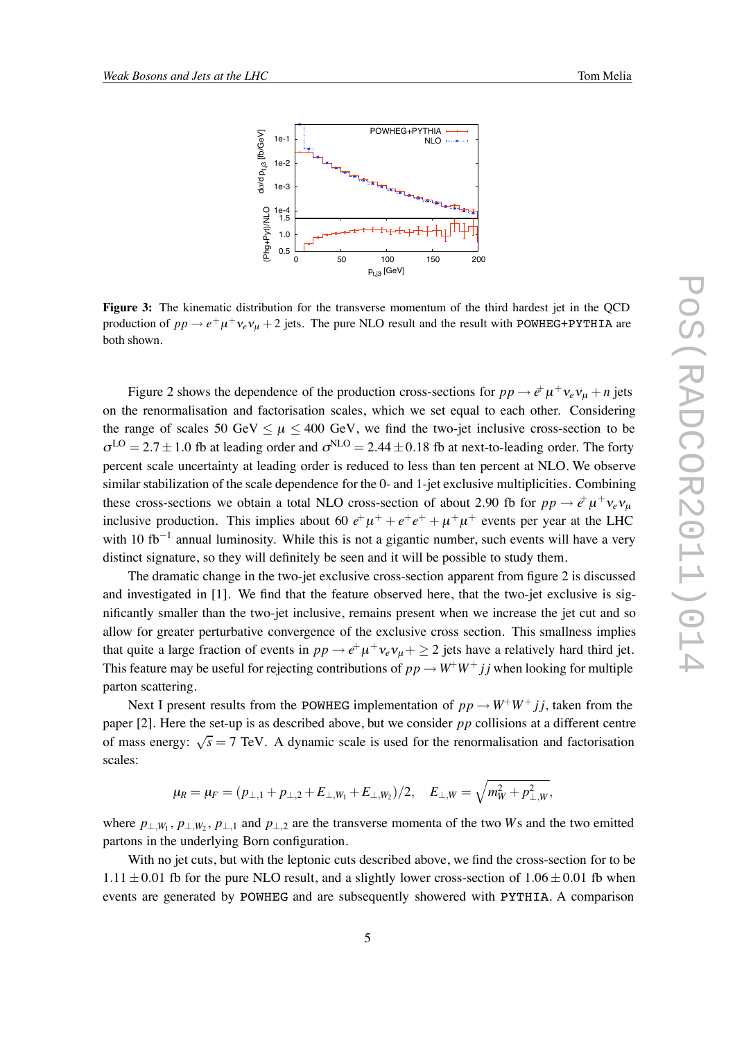**Figure 3:** The kinematic distribution for the transverse momentum of the third hardest jet in the QCD production of $pp \to e^+\mu^+\nu_e\nu_\mu + 2$ jets. The pure NLO result and the result with POWHEG+PYTHIA are both shown.

Figure 2 shows the dependence of the production cross-sections for $pp \to e^+\mu^+\nu_e\nu_\mu + n$ jets on the renormalisation and factorisation scales, which we set equal to each other. Considering the range of scales 50 GeV $\leq \mu \leq$ 400 GeV, we find the two-jet inclusive cross-section to be $\sigma^{\rm LO} = 2.7 \pm 1.0$ fb at leading order and $\sigma^{\rm NLO} = 2.44 \pm 0.18$ fb at next-to-leading order. The forty percent scale uncertainty at leading order is reduced to less than ten percent at NLO. We observe similar stabilization of the scale dependence for the 0- and 1-jet exclusive multiplicities. Combining these cross-sections we obtain a total NLO cross-section of about 2.90 fb for $pp \to e^+\mu^+\nu_e\nu_\mu$ inclusive production. This implies about 60 $e^+\mu^+ + e^+e^+ + \mu^+\mu^+$ events per year at the LHC with 10 fb$^{-1}$ annual luminosity. While this is not a gigantic number, such events will have a very distinct signature, so they will definitely be seen and it will be possible to study them.

The dramatic change in the two-jet exclusive cross-section apparent from figure 2 is discussed and investigated in [1]. We find that the feature observed here, that the two-jet exclusive is significantly smaller than the two-jet inclusive, remains present when we increase the jet cut and so allow for greater perturbative convergence of the exclusive cross section. This smallness implies that quite a large fraction of events in $pp \to e^+\mu^+\nu_e\nu_\mu + \geq 2$ jets have a relatively hard third jet. This feature may be useful for rejecting contributions of $pp \to W^+W^+jj$ when looking for multiple parton scattering.

Next I present results from the POWHEG implementation of $pp \to W^+W^+jj$, taken from the paper [2]. Here the set-up is as described above, but we consider $pp$ collisions at a different centre of mass energy: $\sqrt{s} = 7$ TeV. A dynamic scale is used for the renormalisation and factorisation scales:

$$\mu_R = \mu_F = (p_{\perp,1} + p_{\perp,2} + E_{\perp,W_1} + E_{\perp,W_2})/2, \quad E_{\perp,W} = \sqrt{m_W^2 + p_{\perp,W}^2},$$

where $p_{\perp,W_1}$, $p_{\perp,W_2}$, $p_{\perp,1}$ and $p_{\perp,2}$ are the transverse momenta of the two $W$s and the two emitted partons in the underlying Born configuration.

With no jet cuts, but with the leptonic cuts described above, we find the cross-section for to be $1.11 \pm 0.01$ fb for the pure NLO result, and a slightly lower cross-section of $1.06 \pm 0.01$ fb when events are generated by POWHEG and are subsequently showered with PYTHIA. A comparison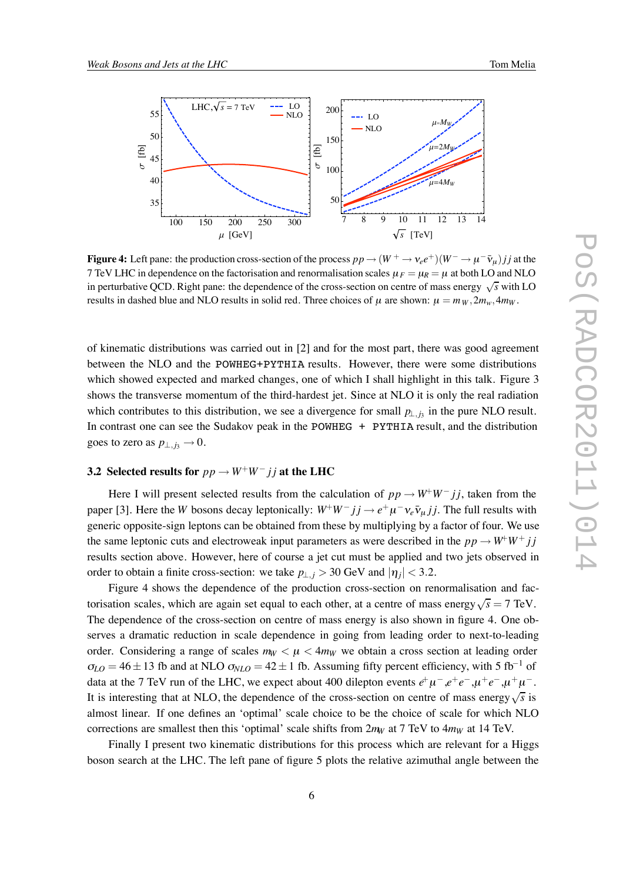**Figure 4:** Left pane: the production cross-section of the process $pp \to (W^+ \to \nu_e e^+)(W^- \to \mu^- \bar{\nu}_\mu) jj$ at the 7 TeV LHC in dependence on the factorisation and renormalisation scales $\mu_F = \mu_R = \mu$ at both LO and NLO in perturbative QCD. Right pane: the dependence of the cross-section on centre of mass energy $\sqrt{s}$ with LO results in dashed blue and NLO results in solid red. Three choices of $\mu$ are shown: $\mu = m_W, 2m_w, 4m_W$.

of kinematic distributions was carried out in [2] and for the most part, there was good agreement between the NLO and the POWHEG+PYTHIA results. However, there were some distributions which showed expected and marked changes, one of which I shall highlight in this talk. Figure 3 shows the transverse momentum of the third-hardest jet. Since at NLO it is only the real radiation which contributes to this distribution, we see a divergence for small $p_{\perp,j_3}$ in the pure NLO result. In contrast one can see the Sudakov peak in the POWHEG + PYTHIA result, and the distribution goes to zero as $p_{\perp,j_3} \to 0$.

### 3.2 Selected results for $pp \to W^+W^- jj$ at the LHC

Here I will present selected results from the calculation of $pp \to W^+W^- jj$, taken from the paper [3]. Here the $W$ bosons decay leptonically: $W^+W^- jj \to e^+\mu^- \nu_e \bar{\nu}_\mu jj$. The full results with generic opposite-sign leptons can be obtained from these by multiplying by a factor of four. We use the same leptonic cuts and electroweak input parameters as were described in the $pp \to W^+W^+ jj$ results section above. However, here of course a jet cut must be applied and two jets observed in order to obtain a finite cross-section: we take $p_{\perp,j} > 30$ GeV and $|\eta_j| < 3.2$.

Figure 4 shows the dependence of the production cross-section on renormalisation and factorisation scales, which are again set equal to each other, at a centre of mass energy $\sqrt{s} = 7$ TeV. The dependence of the cross-section on centre of mass energy is also shown in figure 4. One observes a dramatic reduction in scale dependence in going from leading order to next-to-leading order. Considering a range of scales $m_W < \mu < 4m_W$ we obtain a cross section at leading order $\sigma_{LO} = 46 \pm 13$ fb and at NLO $\sigma_{NLO} = 42 \pm 1$ fb. Assuming fifty percent efficiency, with 5 fb$^{-1}$ of data at the 7 TeV run of the LHC, we expect about 400 dilepton events $e^+\mu^-, e^+e^-, \mu^+e^-, \mu^+\mu^-$. It is interesting that at NLO, the dependence of the cross-section on centre of mass energy $\sqrt{s}$ is almost linear. If one defines an 'optimal' scale choice to be the choice of scale for which NLO corrections are smallest then this 'optimal' scale shifts from $2m_W$ at 7 TeV to $4m_W$ at 14 TeV.

Finally I present two kinematic distributions for this process which are relevant for a Higgs boson search at the LHC. The left pane of figure 5 plots the relative azimuthal angle between the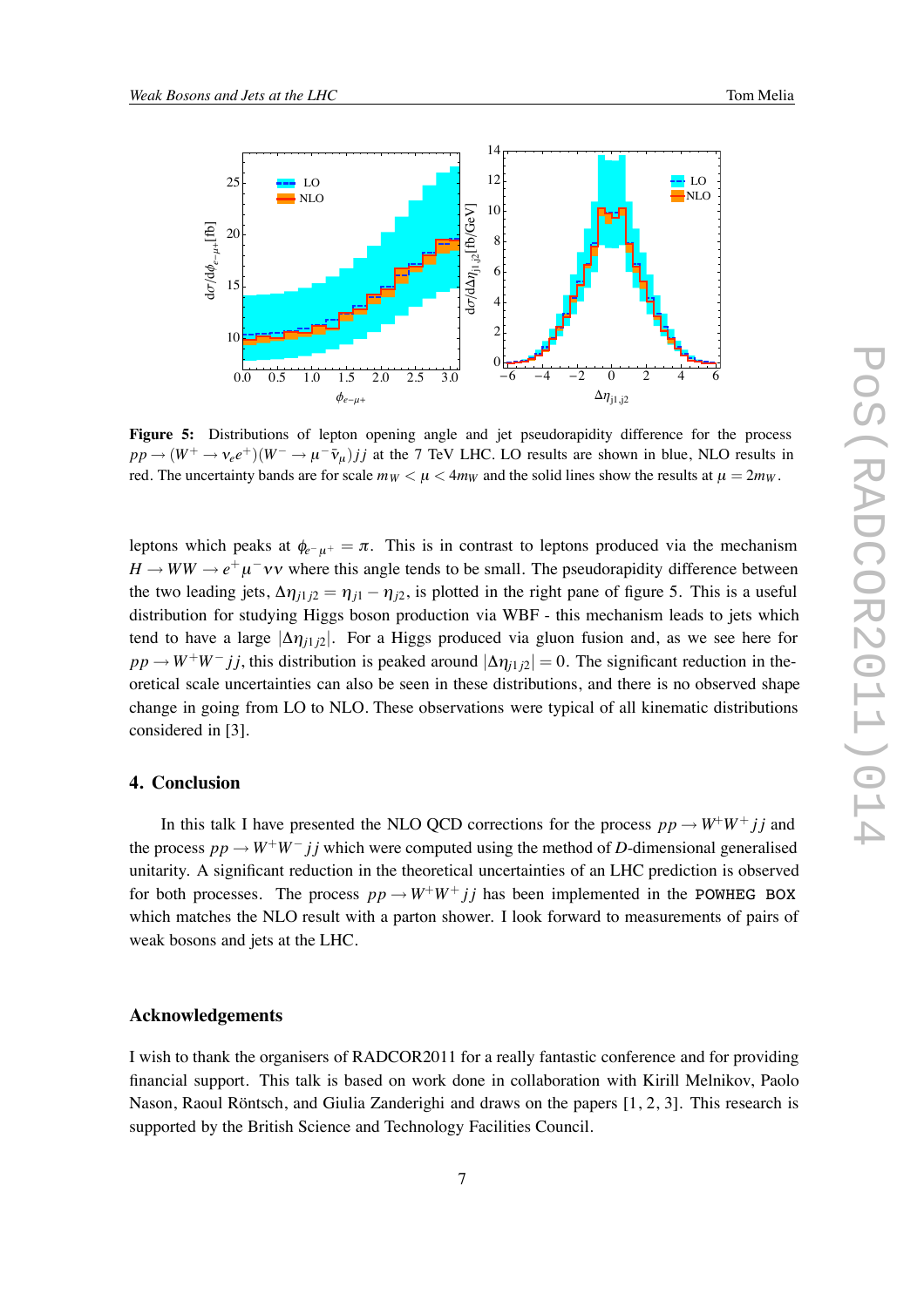**Figure 5:** Distributions of lepton opening angle and jet pseudorapidity difference for the process $pp \to (W^+ \to \nu_e e^+)(W^- \to \mu^- \bar{\nu}_\mu)jj$ at the 7 TeV LHC. LO results are shown in blue, NLO results in red. The uncertainty bands are for scale $m_W < \mu < 4m_W$ and the solid lines show the results at $\mu = 2m_W$.

leptons which peaks at $\phi_{e^-\mu^+} = \pi$. This is in contrast to leptons produced via the mechanism $H \to WW \to e^+\mu^-\nu\nu$ where this angle tends to be small. The pseudorapidity difference between the two leading jets, $\Delta\eta_{j1j2} = \eta_{j1} - \eta_{j2}$, is plotted in the right pane of figure 5. This is a useful distribution for studying Higgs boson production via WBF - this mechanism leads to jets which tend to have a large $|\Delta\eta_{j1j2}|$. For a Higgs produced via gluon fusion and, as we see here for $pp \to W^+W^-jj$, this distribution is peaked around $|\Delta\eta_{j1j2}| = 0$. The significant reduction in theoretical scale uncertainties can also be seen in these distributions, and there is no observed shape change in going from LO to NLO. These observations were typical of all kinematic distributions considered in [3].

## 4. Conclusion

In this talk I have presented the NLO QCD corrections for the process $pp \to W^+W^+jj$ and the process $pp \to W^+W^-jj$ which were computed using the method of $D$-dimensional generalised unitarity. A significant reduction in the theoretical uncertainties of an LHC prediction is observed for both processes. The process $pp \to W^+W^+jj$ has been implemented in the `POWHEG BOX` which matches the NLO result with a parton shower. I look forward to measurements of pairs of weak bosons and jets at the LHC.

## Acknowledgements

I wish to thank the organisers of RADCOR2011 for a really fantastic conference and for providing financial support. This talk is based on work done in collaboration with Kirill Melnikov, Paolo Nason, Raoul Röntsch, and Giulia Zanderighi and draws on the papers [1, 2, 3]. This research is supported by the British Science and Technology Facilities Council.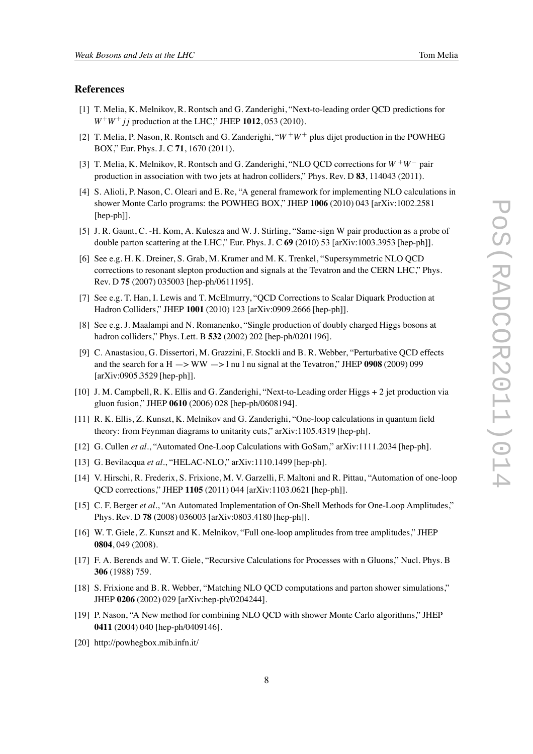## References

[1] T. Melia, K. Melnikov, R. Rontsch and G. Zanderighi, "Next-to-leading order QCD predictions for $W^+W^+jj$ production at the LHC," JHEP **1012**, 053 (2010).

[2] T. Melia, P. Nason, R. Rontsch and G. Zanderighi, "$W^+W^+$ plus dijet production in the POWHEG BOX," Eur. Phys. J. C **71**, 1670 (2011).

[3] T. Melia, K. Melnikov, R. Rontsch and G. Zanderighi, "NLO QCD corrections for $W^+W^-$ pair production in association with two jets at hadron colliders," Phys. Rev. D **83**, 114043 (2011).

[4] S. Alioli, P. Nason, C. Oleari and E. Re, "A general framework for implementing NLO calculations in shower Monte Carlo programs: the POWHEG BOX," JHEP **1006** (2010) 043 [arXiv:1002.2581 [hep-ph]].

[5] J. R. Gaunt, C. -H. Kom, A. Kulesza and W. J. Stirling, "Same-sign W pair production as a probe of double parton scattering at the LHC," Eur. Phys. J. C **69** (2010) 53 [arXiv:1003.3953 [hep-ph]].

[6] See e.g. H. K. Dreiner, S. Grab, M. Kramer and M. K. Trenkel, "Supersymmetric NLO QCD corrections to resonant slepton production and signals at the Tevatron and the CERN LHC," Phys. Rev. D **75** (2007) 035003 [hep-ph/0611195].

[7] See e.g. T. Han, I. Lewis and T. McElmurry, "QCD Corrections to Scalar Diquark Production at Hadron Colliders," JHEP **1001** (2010) 123 [arXiv:0909.2666 [hep-ph]].

[8] See e.g. J. Maalampi and N. Romanenko, "Single production of doubly charged Higgs bosons at hadron colliders," Phys. Lett. B **532** (2002) 202 [hep-ph/0201196].

[9] C. Anastasiou, G. Dissertori, M. Grazzini, F. Stockli and B. R. Webber, "Perturbative QCD effects and the search for a H —> WW —> l nu l nu signal at the Tevatron," JHEP **0908** (2009) 099 [arXiv:0905.3529 [hep-ph]].

[10] J. M. Campbell, R. K. Ellis and G. Zanderighi, "Next-to-Leading order Higgs + 2 jet production via gluon fusion," JHEP **0610** (2006) 028 [hep-ph/0608194].

[11] R. K. Ellis, Z. Kunszt, K. Melnikov and G. Zanderighi, "One-loop calculations in quantum field theory: from Feynman diagrams to unitarity cuts," arXiv:1105.4319 [hep-ph].

[12] G. Cullen *et al.*, "Automated One-Loop Calculations with GoSam," arXiv:1111.2034 [hep-ph].

[13] G. Bevilacqua *et al.*, "HELAC-NLO," arXiv:1110.1499 [hep-ph].

[14] V. Hirschi, R. Frederix, S. Frixione, M. V. Garzelli, F. Maltoni and R. Pittau, "Automation of one-loop QCD corrections," JHEP **1105** (2011) 044 [arXiv:1103.0621 [hep-ph]].

[15] C. F. Berger *et al.*, "An Automated Implementation of On-Shell Methods for One-Loop Amplitudes," Phys. Rev. D **78** (2008) 036003 [arXiv:0803.4180 [hep-ph]].

[16] W. T. Giele, Z. Kunszt and K. Melnikov, "Full one-loop amplitudes from tree amplitudes," JHEP **0804**, 049 (2008).

[17] F. A. Berends and W. T. Giele, "Recursive Calculations for Processes with n Gluons," Nucl. Phys. B **306** (1988) 759.

[18] S. Frixione and B. R. Webber, "Matching NLO QCD computations and parton shower simulations," JHEP **0206** (2002) 029 [arXiv:hep-ph/0204244].

[19] P. Nason, "A New method for combining NLO QCD with shower Monte Carlo algorithms," JHEP **0411** (2004) 040 [hep-ph/0409146].

[20] http://powhegbox.mib.infn.it/